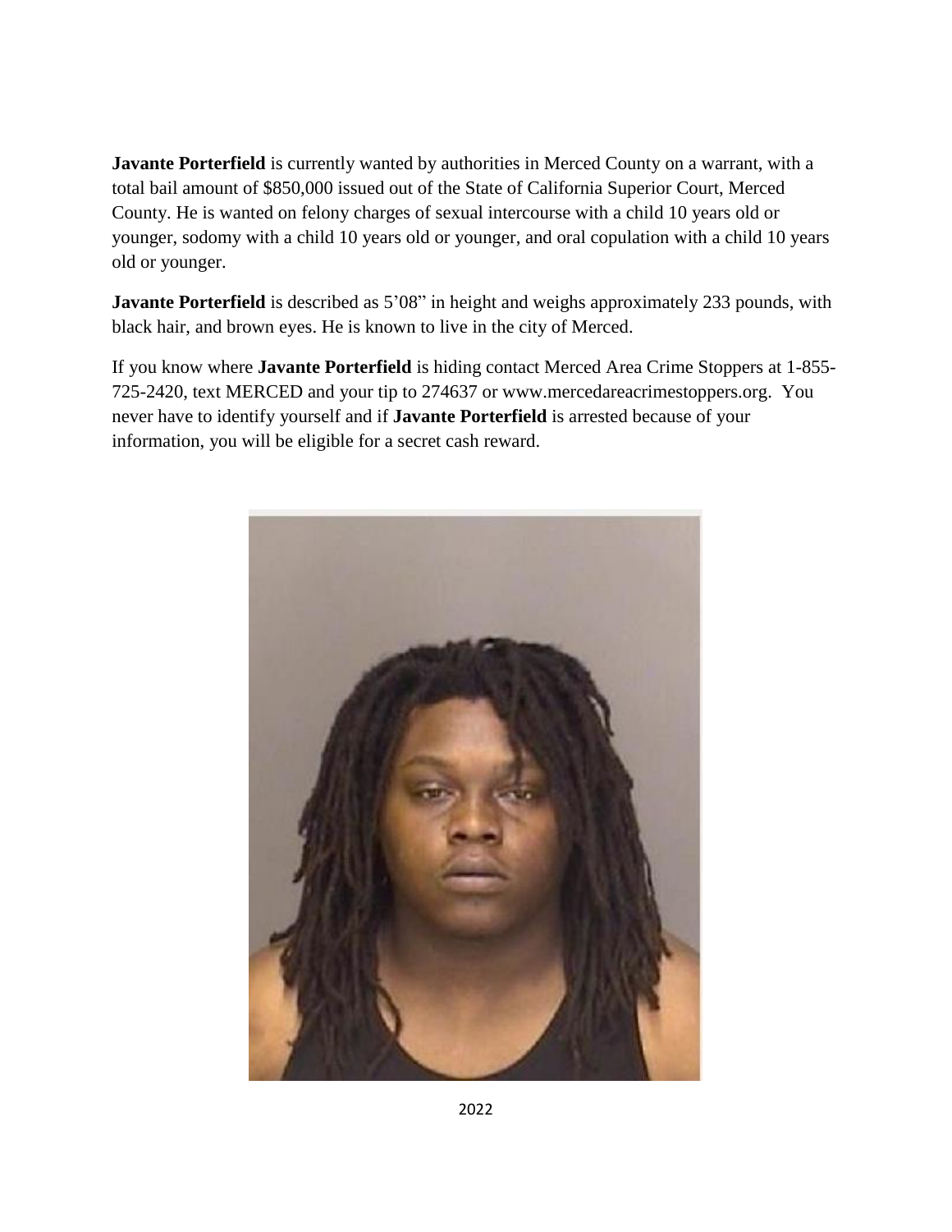**Javante Porterfield** is currently wanted by authorities in Merced County on a warrant, with a total bail amount of $850,000 issued out of the State of California Superior Court, Merced County. He is wanted on felony charges of sexual intercourse with a child 10 years old or younger, sodomy with a child 10 years old or younger, and oral copulation with a child 10 years old or younger.

**Javante Porterfield** is described as 5'08" in height and weighs approximately 233 pounds, with black hair, and brown eyes. He is known to live in the city of Merced.

If you know where **Javante Porterfield** is hiding contact Merced Area Crime Stoppers at 1-855-725-2420, text MERCED and your tip to 274637 or www.mercedareacrimestoppers.org. You never have to identify yourself and if **Javante Porterfield** is arrested because of your information, you will be eligible for a secret cash reward.

2022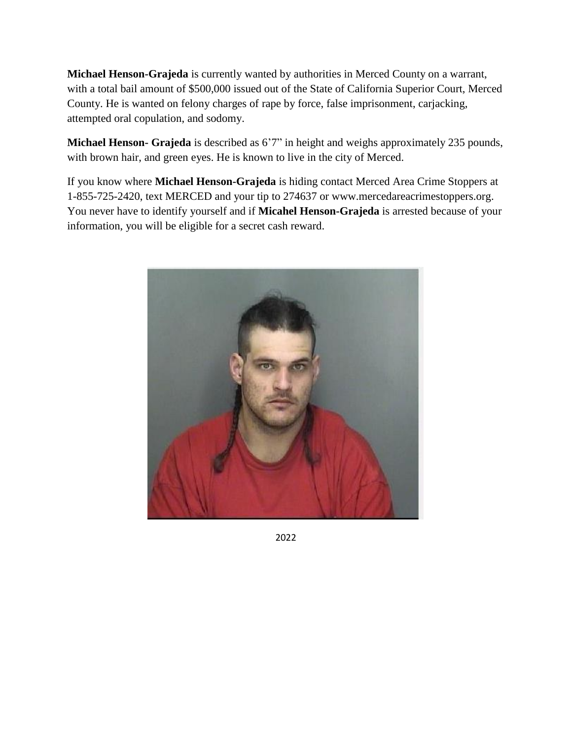**Michael Henson-Grajeda** is currently wanted by authorities in Merced County on a warrant, with a total bail amount of $500,000 issued out of the State of California Superior Court, Merced County. He is wanted on felony charges of rape by force, false imprisonment, carjacking, attempted oral copulation, and sodomy.

**Michael Henson- Grajeda** is described as 6'7" in height and weighs approximately 235 pounds, with brown hair, and green eyes. He is known to live in the city of Merced.

If you know where **Michael Henson-Grajeda** is hiding contact Merced Area Crime Stoppers at 1-855-725-2420, text MERCED and your tip to 274637 or www.mercedareacrimestoppers.org. You never have to identify yourself and if **Micahel Henson-Grajeda** is arrested because of your information, you will be eligible for a secret cash reward.

2022